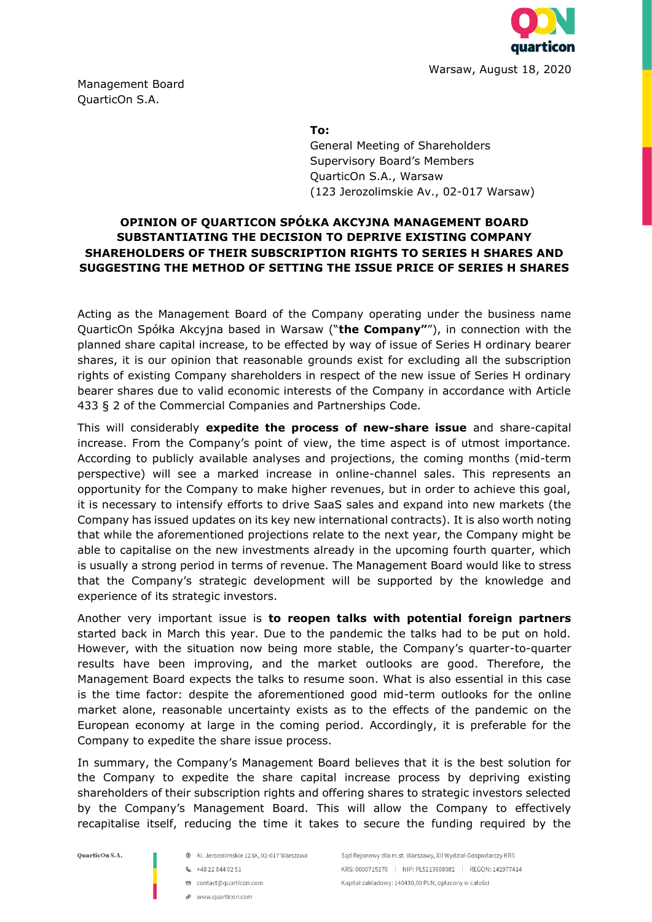Warsaw, August 18, 2020

Management Board
QuarticOn S.A.

**To:**
General Meeting of Shareholders
Supervisory Board's Members
QuarticOn S.A., Warsaw
(123 Jerozolimskie Av., 02-017 Warsaw)

**OPINION OF QUARTICON SPÓŁKA AKCYJNA MANAGEMENT BOARD SUBSTANTIATING THE DECISION TO DEPRIVE EXISTING COMPANY SHAREHOLDERS OF THEIR SUBSCRIPTION RIGHTS TO SERIES H SHARES AND SUGGESTING THE METHOD OF SETTING THE ISSUE PRICE OF SERIES H SHARES**

Acting as the Management Board of the Company operating under the business name QuarticOn Spółka Akcyjna based in Warsaw ("**the Company"**"), in connection with the planned share capital increase, to be effected by way of issue of Series H ordinary bearer shares, it is our opinion that reasonable grounds exist for excluding all the subscription rights of existing Company shareholders in respect of the new issue of Series H ordinary bearer shares due to valid economic interests of the Company in accordance with Article 433 § 2 of the Commercial Companies and Partnerships Code.

This will considerably **expedite the process of new-share issue** and share-capital increase. From the Company's point of view, the time aspect is of utmost importance. According to publicly available analyses and projections, the coming months (mid-term perspective) will see a marked increase in online-channel sales. This represents an opportunity for the Company to make higher revenues, but in order to achieve this goal, it is necessary to intensify efforts to drive SaaS sales and expand into new markets (the Company has issued updates on its key new international contracts). It is also worth noting that while the aforementioned projections relate to the next year, the Company might be able to capitalise on the new investments already in the upcoming fourth quarter, which is usually a strong period in terms of revenue. The Management Board would like to stress that the Company's strategic development will be supported by the knowledge and experience of its strategic investors.

Another very important issue is **to reopen talks with potential foreign partners** started back in March this year. Due to the pandemic the talks had to be put on hold. However, with the situation now being more stable, the Company's quarter-to-quarter results have been improving, and the market outlooks are good. Therefore, the Management Board expects the talks to resume soon. What is also essential in this case is the time factor: despite the aforementioned good mid-term outlooks for the online market alone, reasonable uncertainty exists as to the effects of the pandemic on the European economy at large in the coming period. Accordingly, it is preferable for the Company to expedite the share issue process.

In summary, the Company's Management Board believes that it is the best solution for the Company to expedite the share capital increase process by depriving existing shareholders of their subscription rights and offering shares to strategic investors selected by the Company's Management Board. This will allow the Company to effectively recapitalise itself, reducing the time it takes to secure the funding required by the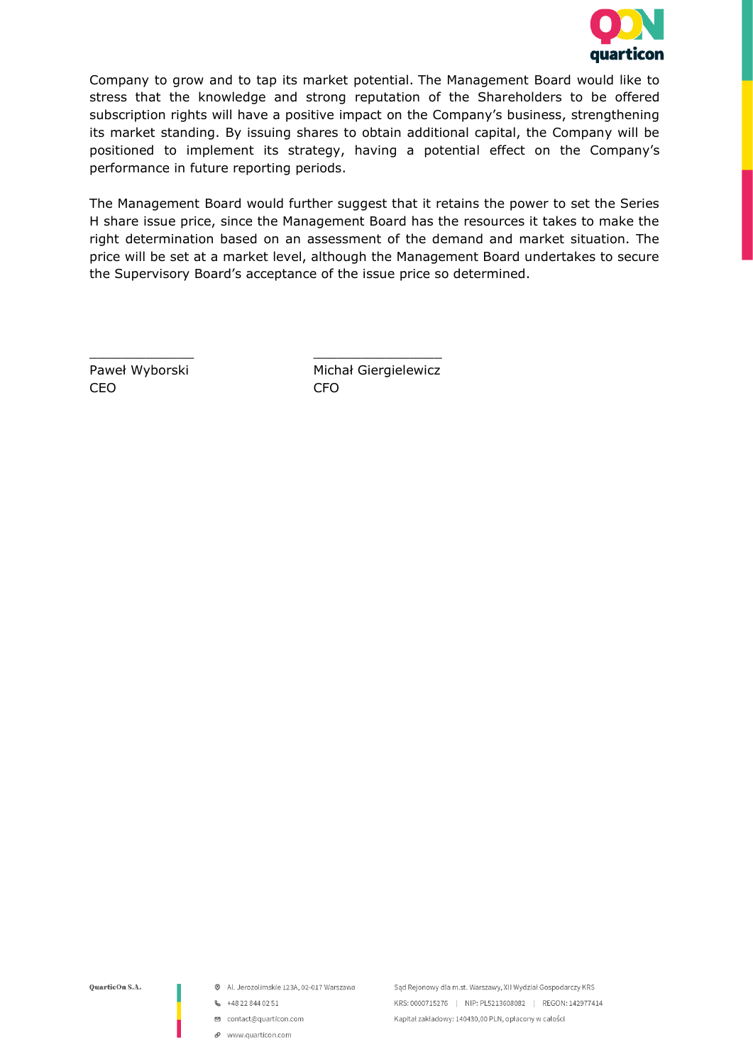Company to grow and to tap its market potential. The Management Board would like to stress that the knowledge and strong reputation of the Shareholders to be offered subscription rights will have a positive impact on the Company's business, strengthening its market standing. By issuing shares to obtain additional capital, the Company will be positioned to implement its strategy, having a potential effect on the Company's performance in future reporting periods.

The Management Board would further suggest that it retains the power to set the Series H share issue price, since the Management Board has the resources it takes to make the right determination based on an assessment of the demand and market situation. The price will be set at a market level, although the Management Board undertakes to secure the Supervisory Board's acceptance of the issue price so determined.

| | |
|---|---|
| _____________ | ________________ |
| Paweł Wyborski | Michał Giergielewicz |
| CEO | CFO |